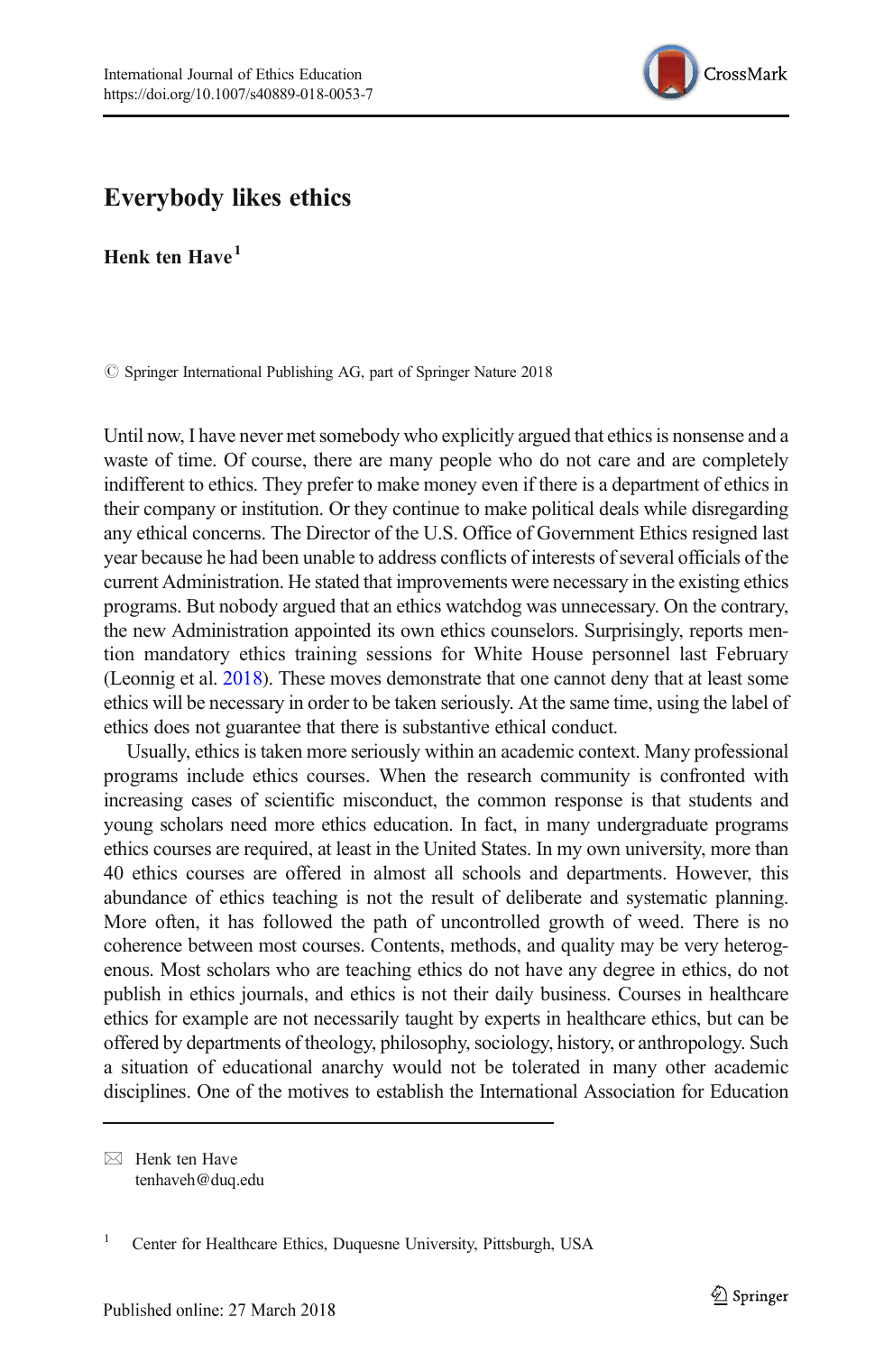# Everybody likes ethics

**Henk ten Have**[1]

© Springer International Publishing AG, part of Springer Nature 2018

Until now, I have never met somebody who explicitly argued that ethics is nonsense and a waste of time. Of course, there are many people who do not care and are completely indifferent to ethics. They prefer to make money even if there is a department of ethics in their company or institution. Or they continue to make political deals while disregarding any ethical concerns. The Director of the U.S. Office of Government Ethics resigned last year because he had been unable to address conflicts of interests of several officials of the current Administration. He stated that improvements were necessary in the existing ethics programs. But nobody argued that an ethics watchdog was unnecessary. On the contrary, the new Administration appointed its own ethics counselors. Surprisingly, reports mention mandatory ethics training sessions for White House personnel last February (Leonnig et al. 2018). These moves demonstrate that one cannot deny that at least some ethics will be necessary in order to be taken seriously. At the same time, using the label of ethics does not guarantee that there is substantive ethical conduct.

Usually, ethics is taken more seriously within an academic context. Many professional programs include ethics courses. When the research community is confronted with increasing cases of scientific misconduct, the common response is that students and young scholars need more ethics education. In fact, in many undergraduate programs ethics courses are required, at least in the United States. In my own university, more than 40 ethics courses are offered in almost all schools and departments. However, this abundance of ethics teaching is not the result of deliberate and systematic planning. More often, it has followed the path of uncontrolled growth of weed. There is no coherence between most courses. Contents, methods, and quality may be very heterogenous. Most scholars who are teaching ethics do not have any degree in ethics, do not publish in ethics journals, and ethics is not their daily business. Courses in healthcare ethics for example are not necessarily taught by experts in healthcare ethics, but can be offered by departments of theology, philosophy, sociology, history, or anthropology. Such a situation of educational anarchy would not be tolerated in many other academic disciplines. One of the motives to establish the International Association for Education

---

✉ Henk ten Have
tenhaveh@duq.edu

[1] Center for Healthcare Ethics, Duquesne University, Pittsburgh, USA

Published online: 27 March 2018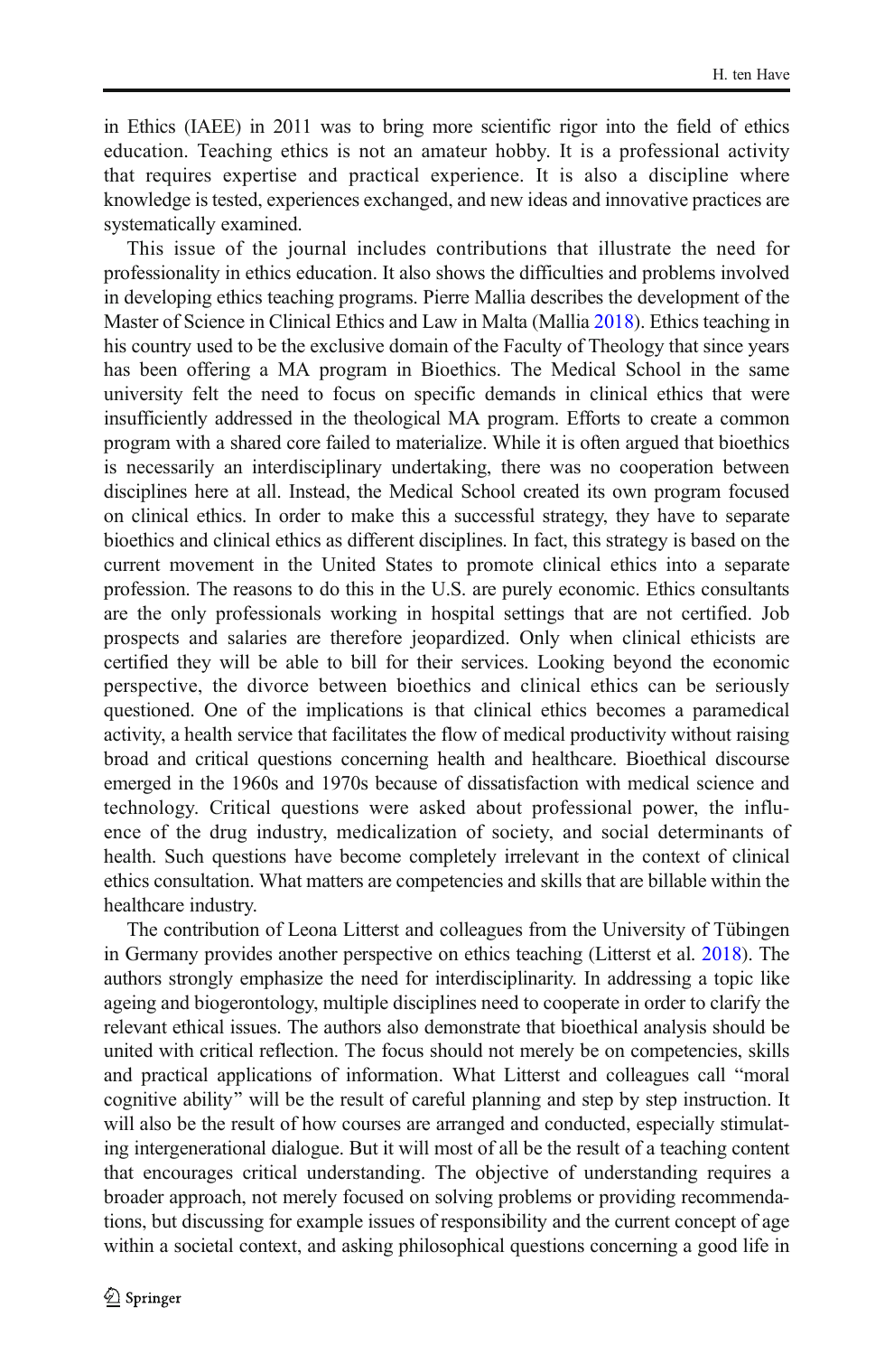in Ethics (IAEE) in 2011 was to bring more scientific rigor into the field of ethics education. Teaching ethics is not an amateur hobby. It is a professional activity that requires expertise and practical experience. It is also a discipline where knowledge is tested, experiences exchanged, and new ideas and innovative practices are systematically examined.

This issue of the journal includes contributions that illustrate the need for professionality in ethics education. It also shows the difficulties and problems involved in developing ethics teaching programs. Pierre Mallia describes the development of the Master of Science in Clinical Ethics and Law in Malta (Mallia 2018). Ethics teaching in his country used to be the exclusive domain of the Faculty of Theology that since years has been offering a MA program in Bioethics. The Medical School in the same university felt the need to focus on specific demands in clinical ethics that were insufficiently addressed in the theological MA program. Efforts to create a common program with a shared core failed to materialize. While it is often argued that bioethics is necessarily an interdisciplinary undertaking, there was no cooperation between disciplines here at all. Instead, the Medical School created its own program focused on clinical ethics. In order to make this a successful strategy, they have to separate bioethics and clinical ethics as different disciplines. In fact, this strategy is based on the current movement in the United States to promote clinical ethics into a separate profession. The reasons to do this in the U.S. are purely economic. Ethics consultants are the only professionals working in hospital settings that are not certified. Job prospects and salaries are therefore jeopardized. Only when clinical ethicists are certified they will be able to bill for their services. Looking beyond the economic perspective, the divorce between bioethics and clinical ethics can be seriously questioned. One of the implications is that clinical ethics becomes a paramedical activity, a health service that facilitates the flow of medical productivity without raising broad and critical questions concerning health and healthcare. Bioethical discourse emerged in the 1960s and 1970s because of dissatisfaction with medical science and technology. Critical questions were asked about professional power, the influence of the drug industry, medicalization of society, and social determinants of health. Such questions have become completely irrelevant in the context of clinical ethics consultation. What matters are competencies and skills that are billable within the healthcare industry.

The contribution of Leona Litterst and colleagues from the University of Tübingen in Germany provides another perspective on ethics teaching (Litterst et al. 2018). The authors strongly emphasize the need for interdisciplinarity. In addressing a topic like ageing and biogerontology, multiple disciplines need to cooperate in order to clarify the relevant ethical issues. The authors also demonstrate that bioethical analysis should be united with critical reflection. The focus should not merely be on competencies, skills and practical applications of information. What Litterst and colleagues call "moral cognitive ability" will be the result of careful planning and step by step instruction. It will also be the result of how courses are arranged and conducted, especially stimulating intergenerational dialogue. But it will most of all be the result of a teaching content that encourages critical understanding. The objective of understanding requires a broader approach, not merely focused on solving problems or providing recommendations, but discussing for example issues of responsibility and the current concept of age within a societal context, and asking philosophical questions concerning a good life in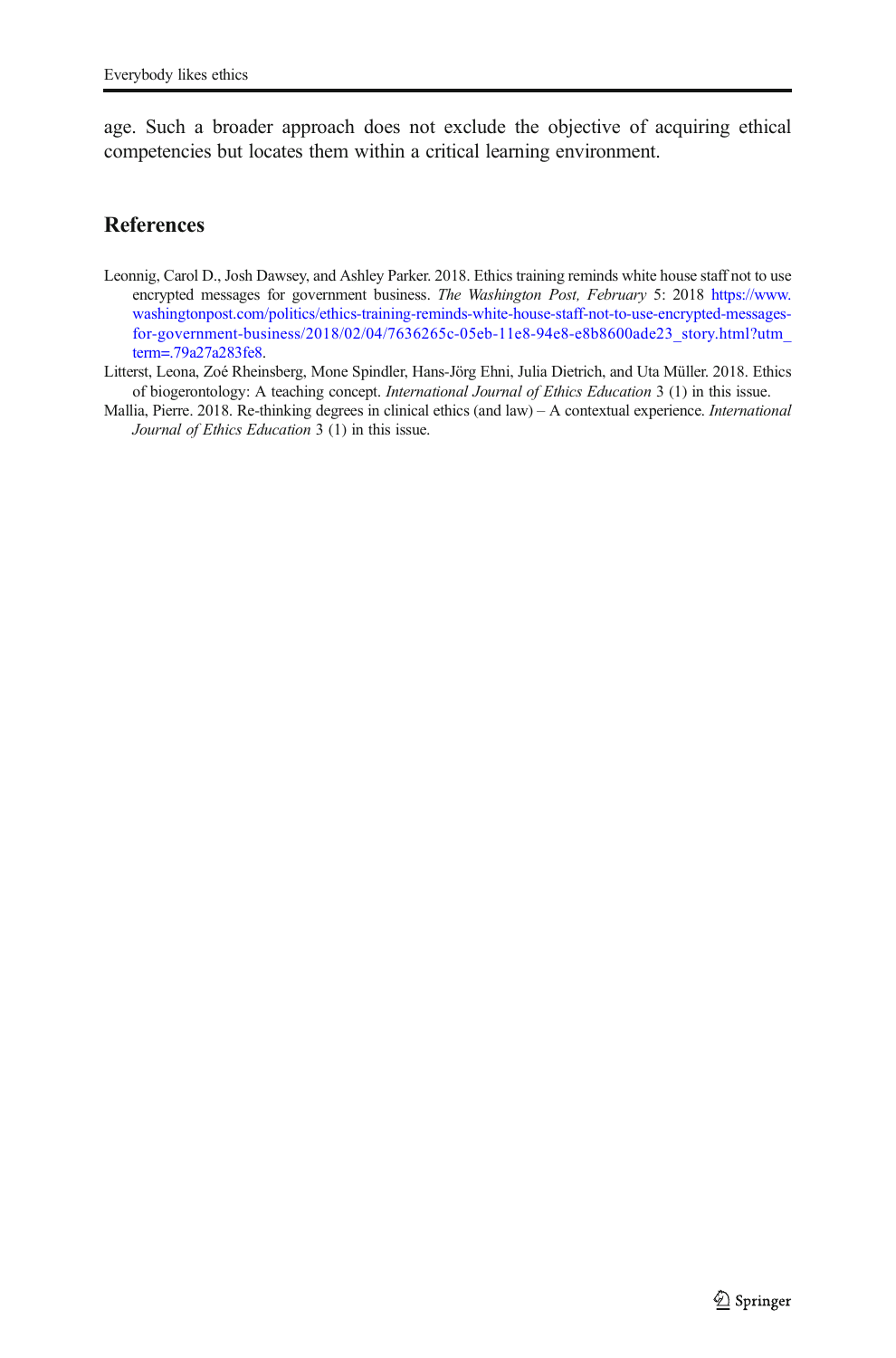age. Such a broader approach does not exclude the objective of acquiring ethical competencies but locates them within a critical learning environment.

## References

Leonnig, Carol D., Josh Dawsey, and Ashley Parker. 2018. Ethics training reminds white house staff not to use encrypted messages for government business. *The Washington Post, February* 5: 2018 https://www.washingtonpost.com/politics/ethics-training-reminds-white-house-staff-not-to-use-encrypted-messages-for-government-business/2018/02/04/7636265c-05eb-11e8-94e8-e8b8600ade23_story.html?utm_term=.79a27a283fe8.

Litterst, Leona, Zoé Rheinsberg, Mone Spindler, Hans-Jörg Ehni, Julia Dietrich, and Uta Müller. 2018. Ethics of biogerontology: A teaching concept. *International Journal of Ethics Education* 3 (1) in this issue.

Mallia, Pierre. 2018. Re-thinking degrees in clinical ethics (and law) – A contextual experience. *International Journal of Ethics Education* 3 (1) in this issue.